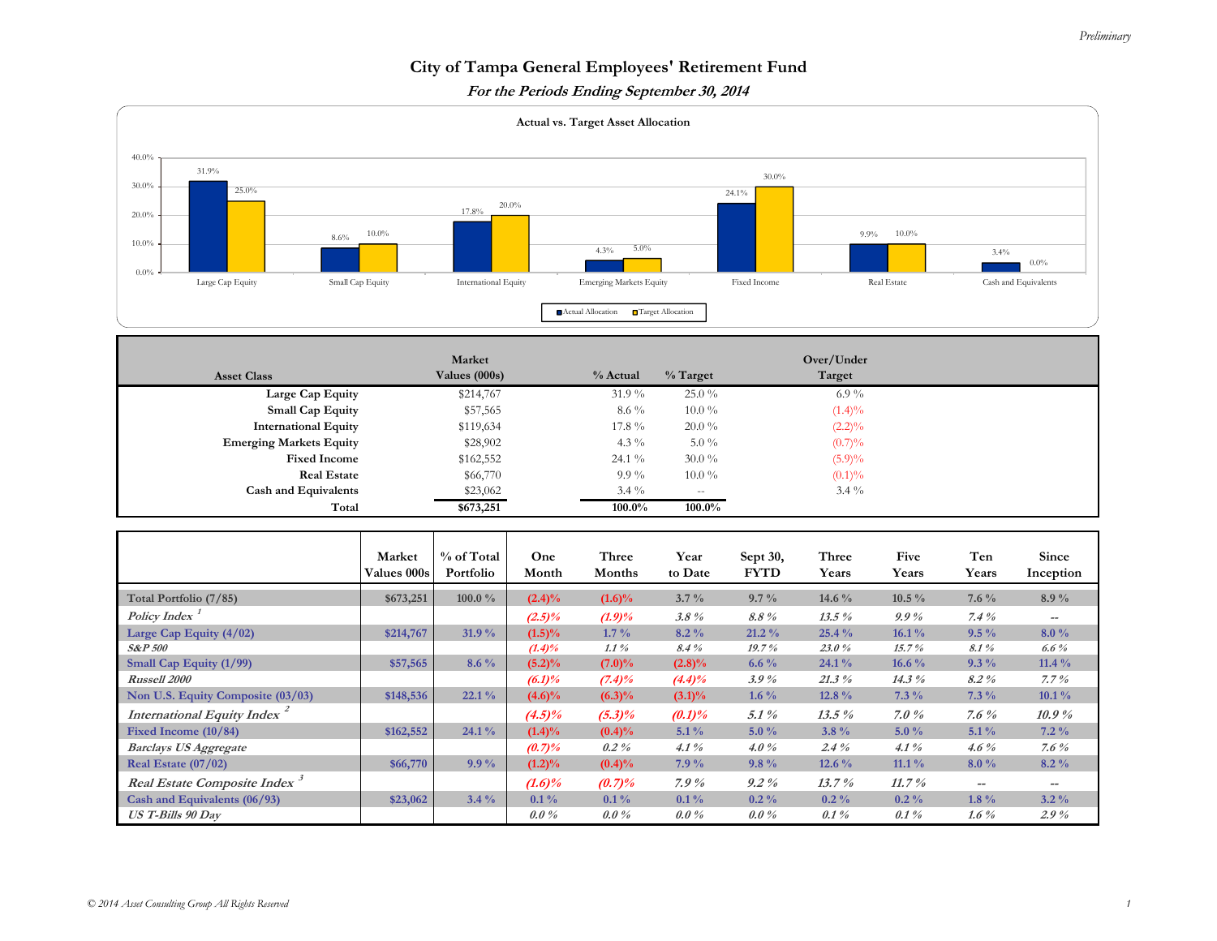*Preliminary*

# City of Tampa General Employees' Retirement Fund

## *For the Periods Ending September 30, 2014*

**Actual vs. Target Asset Allocation**

| Asset Class | Actual Allocation | Target Allocation |
|---|---|---|
| Large Cap Equity | 31.9% | 25.0% |
| Small Cap Equity | 8.6% | 10.0% |
| International Equity | 17.8% | 20.0% |
| Emerging Markets Equity | 4.3% | 5.0% |
| Fixed Income | 24.1% | 30.0% |
| Real Estate | 9.9% | 10.0% |
| Cash and Equivalents | 3.4% | 0.0% |

| Asset Class | Market Values (000s) | % Actual | % Target | Over/Under Target |
|---|---|---|---|---|
| Large Cap Equity | $214,767 | 31.9 % | 25.0 % | 6.9 % |
| Small Cap Equity | $57,565 | 8.6 % | 10.0 % | (1.4)% |
| International Equity | $119,634 | 17.8 % | 20.0 % | (2.2)% |
| Emerging Markets Equity | $28,902 | 4.3 % | 5.0 % | (0.7)% |
| Fixed Income | $162,552 | 24.1 % | 30.0 % | (5.9)% |
| Real Estate | $66,770 | 9.9 % | 10.0 % | (0.1)% |
| Cash and Equivalents | $23,062 | 3.4 % | -- | 3.4 % |
| **Total** | **$673,251** | **100.0%** | **100.0%** | |

| | Market Values 000s | % of Total Portfolio | One Month | Three Months | Year to Date | Sept 30, FYTD | Three Years | Five Years | Ten Years | Since Inception |
|---|---|---|---|---|---|---|---|---|---|---|
| **Total Portfolio (7/85)** | $673,251 | 100.0 % | (2.4)% | (1.6)% | 3.7 % | 9.7 % | 14.6 % | 10.5 % | 7.6 % | 8.9 % |
| *Policy Index* [1] | | | *(2.5)%* | *(1.9)%* | *3.8 %* | *8.8 %* | *13.5 %* | *9.9 %* | *7.4 %* | -- |
| **Large Cap Equity (4/02)** | $214,767 | 31.9 % | (1.5)% | 1.7 % | 8.2 % | 21.2 % | 25.4 % | 16.1 % | 9.5 % | 8.0 % |
| *S&P 500* | | | *(1.4)%* | *1.1 %* | *8.4 %* | *19.7 %* | *23.0 %* | *15.7 %* | *8.1 %* | *6.6 %* |
| **Small Cap Equity (1/99)** | $57,565 | 8.6 % | (5.2)% | (7.0)% | (2.8)% | 6.6 % | 24.1 % | 16.6 % | 9.3 % | 11.4 % |
| *Russell 2000* | | | *(6.1)%* | *(7.4)%* | *(4.4)%* | *3.9 %* | *21.3 %* | *14.3 %* | *8.2 %* | *7.7 %* |
| **Non U.S. Equity Composite (03/03)** | $148,536 | 22.1 % | (4.6)% | (6.3)% | (3.1)% | 1.6 % | 12.8 % | 7.3 % | 7.3 % | 10.1 % |
| *International Equity Index* [2] | | | *(4.5)%* | *(5.3)%* | *(0.1)%* | *5.1 %* | *13.5 %* | *7.0 %* | *7.6 %* | *10.9 %* |
| **Fixed Income (10/84)** | $162,552 | 24.1 % | (1.4)% | (0.4)% | 5.1 % | 5.0 % | 3.8 % | 5.0 % | 5.1 % | 7.2 % |
| *Barclays US Aggregate* | | | *(0.7)%* | *0.2 %* | *4.1 %* | *4.0 %* | *2.4 %* | *4.1 %* | *4.6 %* | *7.6 %* |
| **Real Estate (07/02)** | $66,770 | 9.9 % | (1.2)% | (0.4)% | 7.9 % | 9.8 % | 12.6 % | 11.1 % | 8.0 % | 8.2 % |
| *Real Estate Composite Index* [3] | | | *(1.6)%* | *(0.7)%* | *7.9 %* | *9.2 %* | *13.7 %* | *11.7 %* | -- | -- |
| **Cash and Equivalents (06/93)** | $23,062 | 3.4 % | 0.1 % | 0.1 % | 0.1 % | 0.2 % | 0.2 % | 0.2 % | 1.8 % | 3.2 % |
| *US T-Bills 90 Day* | | | *0.0 %* | *0.0 %* | *0.0 %* | *0.0 %* | *0.1 %* | *0.1 %* | *1.6 %* | *2.9 %* |

*© 2014 Asset Consulting Group All Rights Reserved*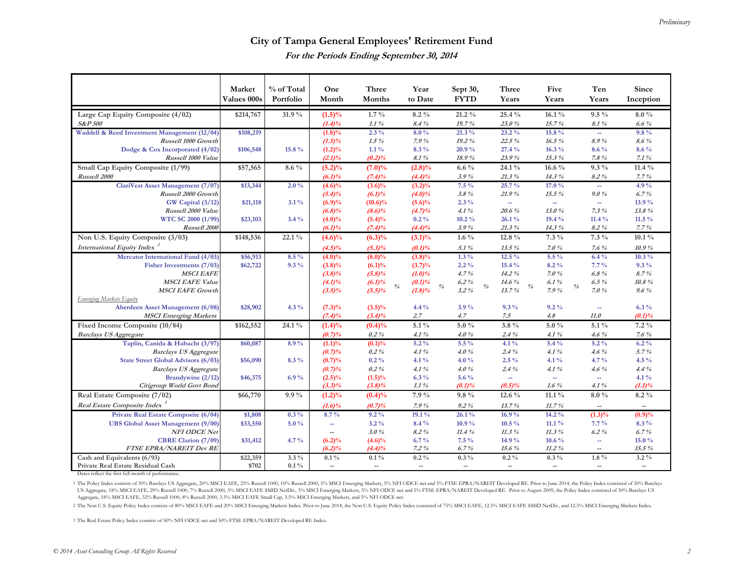*Preliminary*

# City of Tampa General Employees' Retirement Fund

## *For the Periods Ending September 30, 2014*

| | Market Values 000s | % of Total Portfolio | One Month | Three Months | Year to Date | Sept 30, FYTD | Three Years | Five Years | Ten Years | Since Inception |
|---|---|---|---|---|---|---|---|---|---|---|
| Large Cap Equity Composite (4/02) | $214,767 | 31.9 % | (1.5)% | 1.7 % | 8.2 % | 21.2 % | 25.4 % | 16.1 % | 9.5 % | 8.0 % |
| *S&P 500* | | | *(1.4)%* | *1.1 %* | *8.4 %* | *19.7 %* | *23.0 %* | *15.7 %* | *8.1 %* | *6.6 %* |
| Waddell & Reed Investment Management (12/04) | $108,219 | | (1.8)% | 2.3 % | 8.0 % | 21.3 % | 23.2 % | 15.8 % | -- | 9.8 % |
| *Russell 1000 Growth* | | | *(1.5)%* | *1.5 %* | *7.9 %* | *19.2 %* | *22.5 %* | *16.5 %* | *8.9 %* | *8.6 %* |
| Dodge & Cox Incorporated (4/02) | $106,548 | 15.8 % | (1.2)% | 1.1 % | 8.3 % | 20.9 % | 27.4 % | 16.3 % | 8.6 % | 8.6 % |
| *Russell 1000 Value* | | | *(2.1)%* | *(0.2)%* | *8.1 %* | *18.9 %* | *23.9 %* | *15.3 %* | *7.8 %* | *7.1 %* |
| Small Cap Equity Composite (1/99) | $57,565 | 8.6 % | (5.2)% | (7.0)% | (2.8)% | 6.6 % | 24.1 % | 16.6 % | 9.3 % | 11.4 % |
| *Russell 2000* | | | *(6.1)%* | *(7.4)%* | *(4.4)%* | *3.9 %* | *21.3 %* | *14.3 %* | *8.2 %* | *7.7 %* |
| ClariVest Asset Management (7/07) | $13,344 | 2.0 % | (4.6)% | (3.6)% | (3.2)% | 7.5 % | 25.7 % | 17.0 % | -- | 4.9 % |
| *Russell 2000 Growth* | | | *(5.4)%* | *(6.1)%* | *(4.0)%* | *3.8 %* | *21.9 %* | *15.5 %* | *9.0 %* | *6.7 %* |
| GW Capital (3/12) | $21,118 | 3.1 % | (6.9)% | (10.6)% | (5.6)% | 2.3 % | -- | -- | -- | 13.9 % |
| *Russell 2000 Value* | | | *(6.8)%* | *(8.6)%* | *(4.7)%* | *4.1 %* | *20.6 %* | *13.0 %* | *7.3 %* | *13.8 %* |
| WTC SC 2000 (1/99) | $23,103 | 3.4 % | (4.0)% | (5.4)% | 0.2 % | 10.2 % | 26.1 % | 19.4 % | 11.4 % | 11.5 % |
| *Russell 2000* | | | *(6.1)%* | *(7.4)%* | *(4.4)%* | *3.9 %* | *21.3 %* | *14.3 %* | *8.2 %* | *7.7 %* |
| Non U.S. Equity Composite (3/03) | $148,536 | 22.1 % | (4.6)% | (6.3)% | (3.1)% | 1.6 % | 12.8 % | 7.3 % | 7.3 % | 10.1 % |
| *International Equity Index* [2] | | | *(4.5)%* | *(5.3)%* | *(0.1)%* | *5.1 %* | *13.5 %* | *7.0 %* | *7.6 %* | *10.9 %* |
| Mercator International Fund (4/03) | $56,913 | 8.5 % | (4.0)% | (8.0)% | (3.8)% | 1.3 % | 12.5 % | 5.5 % | 6.4 % | 10.3 % |
| Fisher Investments (7/03) | $62,722 | 9.3 % | (3.8)% | (6.1)% | (3.7)% | 2.2 % | 15.4 % | 8.2 % | 7.7 % | 9.3 % |
| *MSCI EAFE* | | | *(3.8)%* | *(5.8)%* | *(1.0)%* | *4.7 %* | *14.2 %* | *7.0 %* | *6.8 %* | *8.7 %* |
| *MSCI EAFE Value* | | | *(4.1)%* | *(6.1)%* | *(0.1)%* | *6.2 %* | *14.6 %* | *6.1 %* | *6.5 %* | *10.8 %* |
| *MSCI EAFE Growth* | | | *(3.5)%* | *(5.5)%* | *(1.8)%* | *3.2 %* | *13.7 %* | *7.9 %* | *7.0 %* | *9.6 %* |
| *Emerging Markets Equity* | | | | | | | | | | |
| Aberdeen Asset Management (6/08) | $28,902 | 4.3 % | (7.3)% | (3.5)% | 4.4 % | 3.9 % | 9.3 % | 9.2 % | -- | 6.3 % |
| *MSCI Emerging Markets* | | | *(7.4)%* | *(3.4)%* | *2.7* | *4.7* | *7.5* | *4.8* | *11.0* | *(0.1)%* |
| Fixed Income Composite (10/84) | $162,552 | 24.1 % | (1.4)% | (0.4)% | 5.1 % | 5.0 % | 3.8 % | 5.0 % | 5.1 % | 7.2 % |
| *Barclays US Aggregate* | | | *(0.7)%* | *0.2 %* | *4.1 %* | *4.0 %* | *2.4 %* | *4.1 %* | *4.6 %* | *7.6 %* |
| Taplin, Canida & Habacht (3/97) | $60,087 | 8.9 % | (1.1)% | (0.1)% | 5.2 % | 5.5 % | 4.1 % | 5.4 % | 5.2 % | 6.2 % |
| *Barclays US Aggregate* | | | *(0.7)%* | *0.2 %* | *4.1 %* | *4.0 %* | *2.4 %* | *4.1 %* | *4.6 %* | *5.7 %* |
| State Street Global Advisors (6/03) | $56,090 | 8.3 % | (0.7)% | 0.2 % | 4.1 % | 4.0 % | 2.5 % | 4.1 % | 4.7 % | 4.5 % |
| *Barclays US Aggregate* | | | *(0.7)%* | *0.2 %* | *4.1 %* | *4.0 %* | *2.4 %* | *4.1 %* | *4.6 %* | *4.4 %* |
| Brandywine (2/12) | $46,375 | 6.9 % | (2.5)% | (1.5)% | 6.3 % | 5.6 % | -- | -- | -- | 4.1 % |
| *Citigroup World Govt Bond* | | | *(3.3)%* | *(3.8)%* | *1.1 %* | *(0.1)%* | *(0.5)%* | *1.6 %* | *4.1 %* | *(1.1)%* |
| Real Estate Composite (7/02) | $66,770 | 9.9 % | (1.2)% | (0.4)% | 7.9 % | 9.8 % | 12.6 % | 11.1 % | 8.0 % | 8.2 % |
| *Real Estate Composite Index* [3] | | | *(1.6)%* | *(0.7)%* | *7.9 %* | *9.2 %* | *13.7 %* | *11.7 %* | -- | -- |
| Private Real Estate Composite (6/04) | $1,808 | 0.3 % | 8.7 % | 9.2 % | 19.1 % | 26.1 % | 16.9 % | 14.2 % | (1.3)% | (0.9)% |
| UBS Global Asset Management (9/00) | $33,550 | 5.0 % | -- | 3.2 % | 8.4 % | 10.9 % | 10.5 % | 11.1 % | 7.7 % | 8.3 % |
| *NFI ODCE Net* | | | -- | *3.0 %* | *8.2 %* | *11.4 %* | *11.3 %* | *11.3 %* | *6.2 %* | *6.7 %* |
| CBRE Clarion (7/09) | $31,412 | 4.7 % | (6.2)% | (4.6)% | 6.7 % | 7.5 % | 14.9 % | 10.6 % | -- | 15.0 % |
| *FTSE EPRA/NAREIT Dev RE* | | | *(6.2)%* | *(4.4)%* | *7.2 %* | *6.7 %* | *15.6 %* | *11.2 %* | -- | *15.5 %* |
| Cash and Equivalents (6/93) | $22,359 | 3.3 % | 0.1 % | 0.1 % | 0.2 % | 0.3 % | 0.2 % | 0.3 % | 1.8 % | 3.2 % |
| Private Real Estate Residual Cash | $702 | 0.1 % | -- | -- | -- | -- | -- | -- | -- | -- |

Dates reflect the first full month of performance.

[1] The Policy Index consists of 30% Barclays US Aggregate, 20% MSCI EAFE, 25% Russell 1000, 10% Russell 2000, 5% MSCI Emerging Markets, 5% NFI ODCE net and 5% FTSE EPRA/NAREIT Developed RE. Prior to June 2014, the Policy Index consisted of 30% Barclays US Aggregate, 18% MSCI EAFE, 29% Russell 1000, 7% Russell 2000, 3% MSCI EAFE SMID NetDiv, 3% MSCI Emerging Markets, 5% NFI ODCE net and 5% FTSE EPRA/NAREIT Developed RE. Prior to August 2009, the Policy Index consisted of 30% Barclays US Aggregate, 18% MSCI EAFE, 32% Russell 1000, 8% Russell 2000, 3.5% MSCI EAFE Small Cap, 3.5% MSCI Emerging Markets, and 5% NFI ODCE net.

[2] The Non U.S. Equity Policy Index consists of 80% MSCI EAFE and 20% MSCI Emerging Markets Index. Prior to June 2014, the Non U.S. Equity Policy Index consisted of 75% MSCI EAFE, 12.5% MSCI EAFE SMID NetDiv, and 12.5% MSCI Emerging Markets Index.

[3] The Real Estate Policy Index consists of 50% NFI ODCE net and 50% FTSE EPRA/NAREIT Developed RE Index.

*© 2014 Asset Consulting Group All Rights Reserved*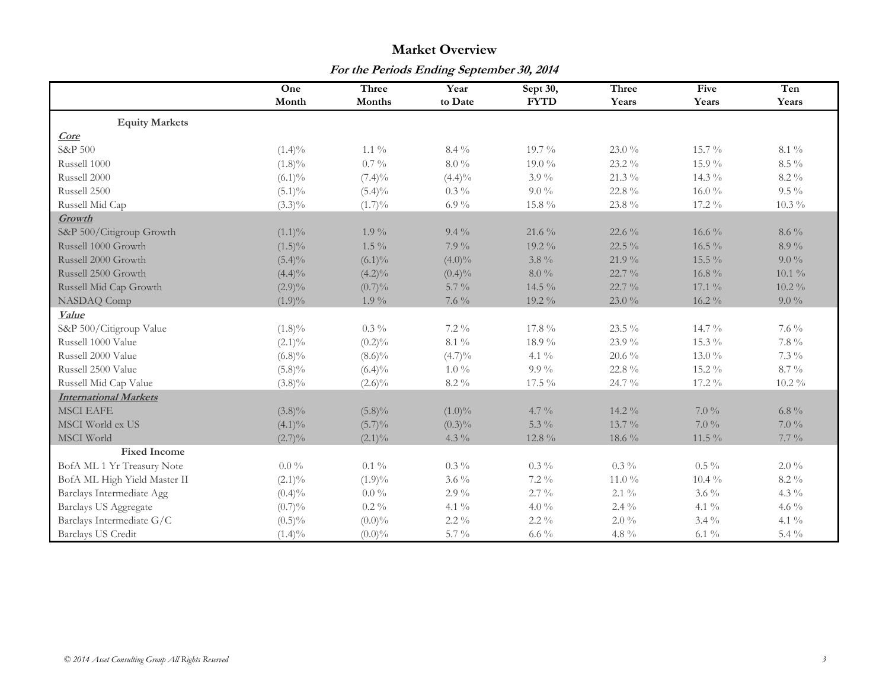## Market Overview

### *For the Periods Ending September 30, 2014*

| | One Month | Three Months | Year to Date | Sept 30, FYTD | Three Years | Five Years | Ten Years |
|---|---|---|---|---|---|---|---|
| **Equity Markets** | | | | | | | |
| ***Core*** | | | | | | | |
| S&P 500 | (1.4)% | 1.1 % | 8.4 % | 19.7 % | 23.0 % | 15.7 % | 8.1 % |
| Russell 1000 | (1.8)% | 0.7 % | 8.0 % | 19.0 % | 23.2 % | 15.9 % | 8.5 % |
| Russell 2000 | (6.1)% | (7.4)% | (4.4)% | 3.9 % | 21.3 % | 14.3 % | 8.2 % |
| Russell 2500 | (5.1)% | (5.4)% | 0.3 % | 9.0 % | 22.8 % | 16.0 % | 9.5 % |
| Russell Mid Cap | (3.3)% | (1.7)% | 6.9 % | 15.8 % | 23.8 % | 17.2 % | 10.3 % |
| ***Growth*** | | | | | | | |
| S&P 500/Citigroup Growth | (1.1)% | 1.9 % | 9.4 % | 21.6 % | 22.6 % | 16.6 % | 8.6 % |
| Russell 1000 Growth | (1.5)% | 1.5 % | 7.9 % | 19.2 % | 22.5 % | 16.5 % | 8.9 % |
| Russell 2000 Growth | (5.4)% | (6.1)% | (4.0)% | 3.8 % | 21.9 % | 15.5 % | 9.0 % |
| Russell 2500 Growth | (4.4)% | (4.2)% | (0.4)% | 8.0 % | 22.7 % | 16.8 % | 10.1 % |
| Russell Mid Cap Growth | (2.9)% | (0.7)% | 5.7 % | 14.5 % | 22.7 % | 17.1 % | 10.2 % |
| NASDAQ Comp | (1.9)% | 1.9 % | 7.6 % | 19.2 % | 23.0 % | 16.2 % | 9.0 % |
| ***Value*** | | | | | | | |
| S&P 500/Citigroup Value | (1.8)% | 0.3 % | 7.2 % | 17.8 % | 23.5 % | 14.7 % | 7.6 % |
| Russell 1000 Value | (2.1)% | (0.2)% | 8.1 % | 18.9 % | 23.9 % | 15.3 % | 7.8 % |
| Russell 2000 Value | (6.8)% | (8.6)% | (4.7)% | 4.1 % | 20.6 % | 13.0 % | 7.3 % |
| Russell 2500 Value | (5.8)% | (6.4)% | 1.0 % | 9.9 % | 22.8 % | 15.2 % | 8.7 % |
| Russell Mid Cap Value | (3.8)% | (2.6)% | 8.2 % | 17.5 % | 24.7 % | 17.2 % | 10.2 % |
| ***International Markets*** | | | | | | | |
| MSCI EAFE | (3.8)% | (5.8)% | (1.0)% | 4.7 % | 14.2 % | 7.0 % | 6.8 % |
| MSCI World ex US | (4.1)% | (5.7)% | (0.3)% | 5.3 % | 13.7 % | 7.0 % | 7.0 % |
| MSCI World | (2.7)% | (2.1)% | 4.3 % | 12.8 % | 18.6 % | 11.5 % | 7.7 % |
| **Fixed Income** | | | | | | | |
| BofA ML 1 Yr Treasury Note | 0.0 % | 0.1 % | 0.3 % | 0.3 % | 0.3 % | 0.5 % | 2.0 % |
| BofA ML High Yield Master II | (2.1)% | (1.9)% | 3.6 % | 7.2 % | 11.0 % | 10.4 % | 8.2 % |
| Barclays Intermediate Agg | (0.4)% | 0.0 % | 2.9 % | 2.7 % | 2.1 % | 3.6 % | 4.3 % |
| Barclays US Aggregate | (0.7)% | 0.2 % | 4.1 % | 4.0 % | 2.4 % | 4.1 % | 4.6 % |
| Barclays Intermediate G/C | (0.5)% | (0.0)% | 2.2 % | 2.2 % | 2.0 % | 3.4 % | 4.1 % |
| Barclays US Credit | (1.4)% | (0.0)% | 5.7 % | 6.6 % | 4.8 % | 6.1 % | 5.4 % |

*© 2014 Asset Consulting Group All Rights Reserved*